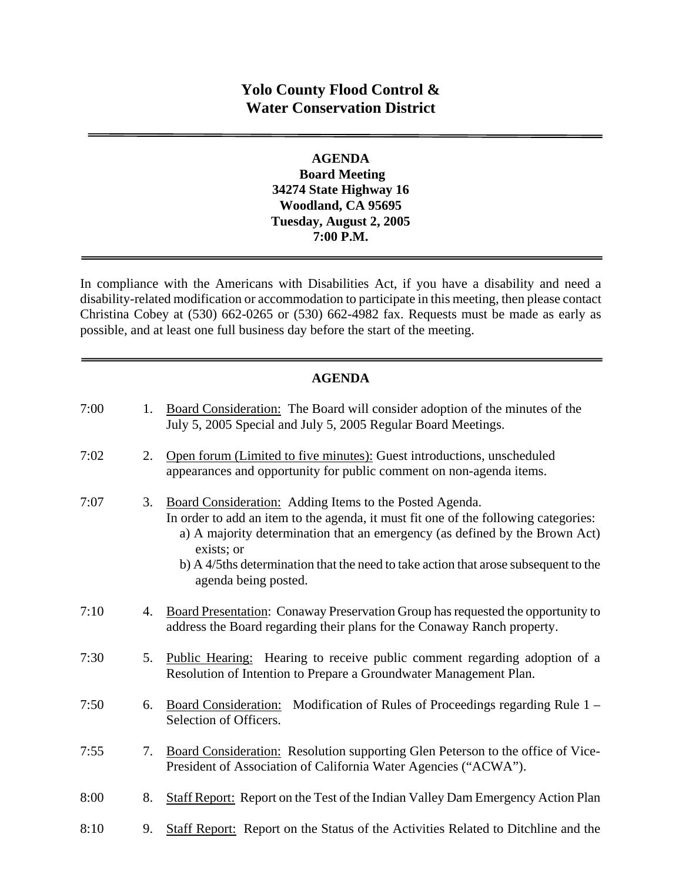# Yolo County Flood Control & Water Conservation District

**AGENDA**
**Board Meeting**
**34274 State Highway 16**
**Woodland, CA 95695**
**Tuesday, August 2, 2005**
**7:00 P.M.**

In compliance with the Americans with Disabilities Act, if you have a disability and need a disability-related modification or accommodation to participate in this meeting, then please contact Christina Cobey at (530) 662-0265 or (530) 662-4982 fax. Requests must be made as early as possible, and at least one full business day before the start of the meeting.

## AGENDA

7:00 1. Board Consideration: The Board will consider adoption of the minutes of the July 5, 2005 Special and July 5, 2005 Regular Board Meetings.

7:02 2. Open forum (Limited to five minutes): Guest introductions, unscheduled appearances and opportunity for public comment on non-agenda items.

7:07 3. Board Consideration: Adding Items to the Posted Agenda.
In order to add an item to the agenda, it must fit one of the following categories:
- a) A majority determination that an emergency (as defined by the Brown Act) exists; or
- b) A 4/5ths determination that the need to take action that arose subsequent to the agenda being posted.

7:10 4. Board Presentation: Conaway Preservation Group has requested the opportunity to address the Board regarding their plans for the Conaway Ranch property.

7:30 5. Public Hearing: Hearing to receive public comment regarding adoption of a Resolution of Intention to Prepare a Groundwater Management Plan.

7:50 6. Board Consideration: Modification of Rules of Proceedings regarding Rule 1 – Selection of Officers.

7:55 7. Board Consideration: Resolution supporting Glen Peterson to the office of Vice-President of Association of California Water Agencies ("ACWA").

8:00 8. Staff Report: Report on the Test of the Indian Valley Dam Emergency Action Plan

8:10 9. Staff Report: Report on the Status of the Activities Related to Ditchline and the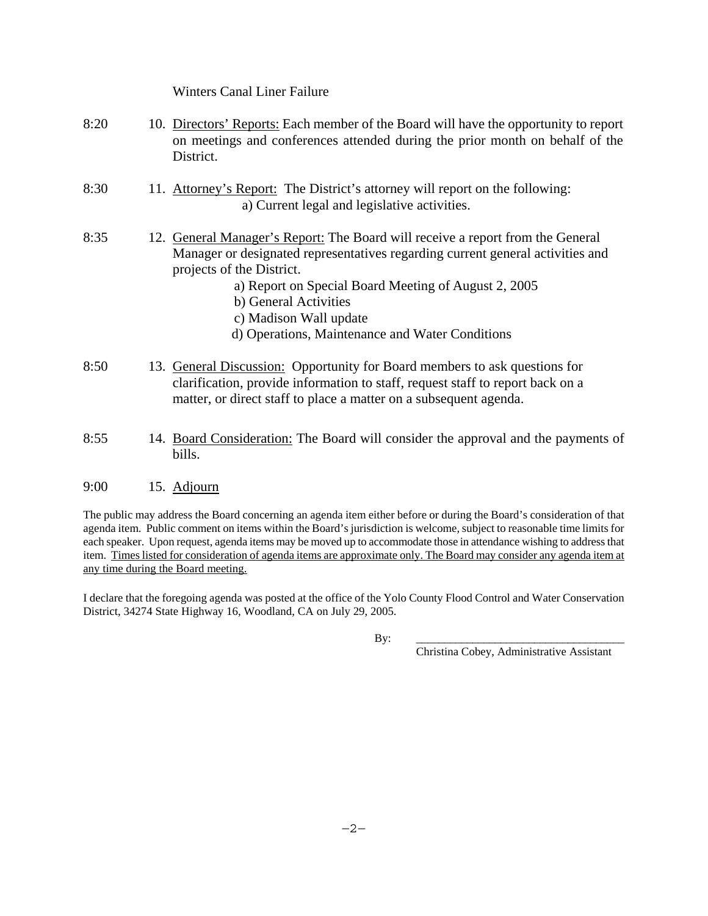Winters Canal Liner Failure

8:20 10. <u>Directors' Reports:</u> Each member of the Board will have the opportunity to report on meetings and conferences attended during the prior month on behalf of the District.

8:30 11. <u>Attorney's Report:</u> The District's attorney will report on the following:
a) Current legal and legislative activities.

8:35 12. <u>General Manager's Report:</u> The Board will receive a report from the General Manager or designated representatives regarding current general activities and projects of the District.
a) Report on Special Board Meeting of August 2, 2005
b) General Activities
c) Madison Wall update
d) Operations, Maintenance and Water Conditions

8:50 13. <u>General Discussion:</u> Opportunity for Board members to ask questions for clarification, provide information to staff, request staff to report back on a matter, or direct staff to place a matter on a subsequent agenda.

8:55 14. <u>Board Consideration:</u> The Board will consider the approval and the payments of bills.

9:00 15. <u>Adjourn</u>

The public may address the Board concerning an agenda item either before or during the Board's consideration of that agenda item. Public comment on items within the Board's jurisdiction is welcome, subject to reasonable time limits for each speaker. Upon request, agenda items may be moved up to accommodate those in attendance wishing to address that item. <u>Times listed for consideration of agenda items are approximate only. The Board may consider any agenda item at any time during the Board meeting.</u>

I declare that the foregoing agenda was posted at the office of the Yolo County Flood Control and Water Conservation District, 34274 State Highway 16, Woodland, CA on July 29, 2005.

By: ___________________________________
Christina Cobey, Administrative Assistant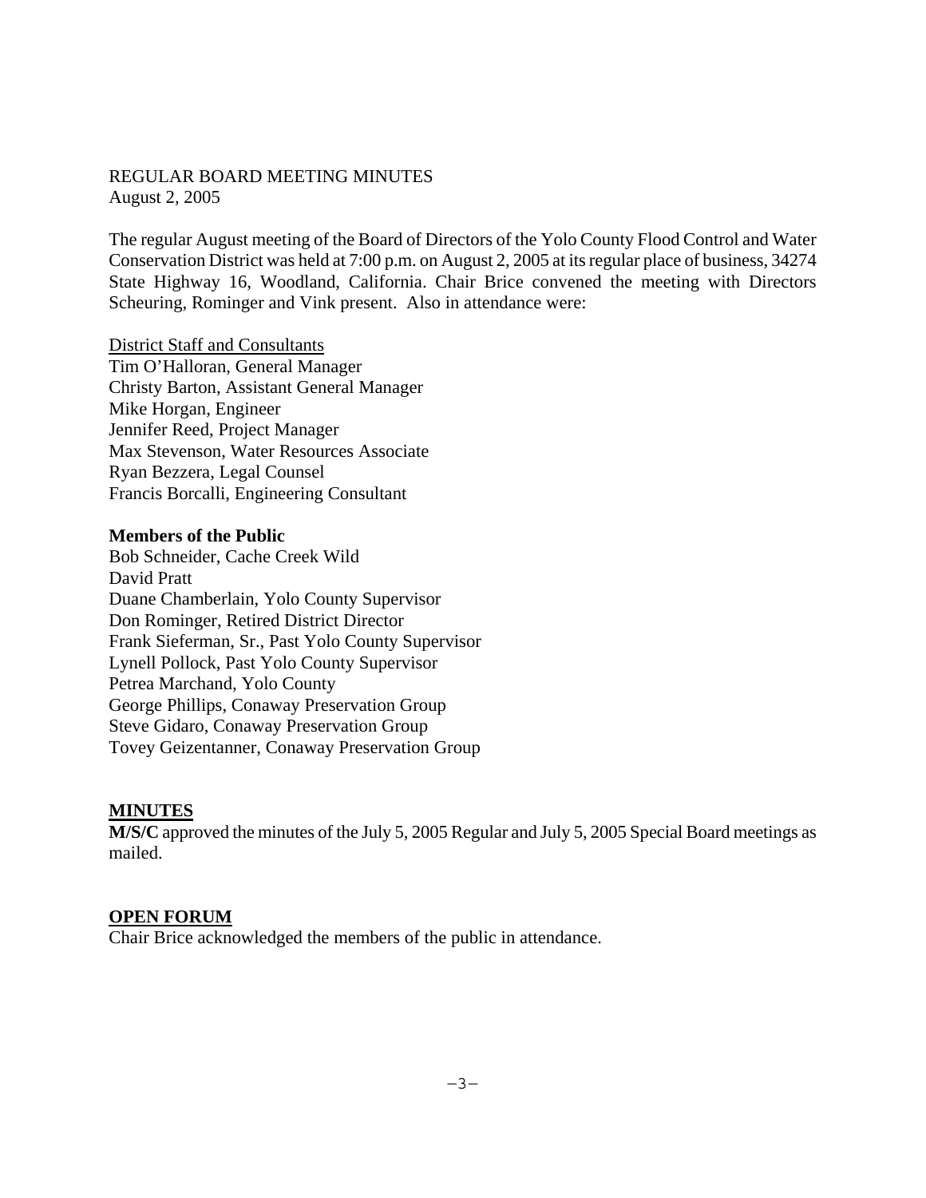REGULAR BOARD MEETING MINUTES
August 2, 2005

The regular August meeting of the Board of Directors of the Yolo County Flood Control and Water Conservation District was held at 7:00 p.m. on August 2, 2005 at its regular place of business, 34274 State Highway 16, Woodland, California. Chair Brice convened the meeting with Directors Scheuring, Rominger and Vink present. Also in attendance were:

District Staff and Consultants
Tim O'Halloran, General Manager
Christy Barton, Assistant General Manager
Mike Horgan, Engineer
Jennifer Reed, Project Manager
Max Stevenson, Water Resources Associate
Ryan Bezzera, Legal Counsel
Francis Borcalli, Engineering Consultant

**Members of the Public**
Bob Schneider, Cache Creek Wild
David Pratt
Duane Chamberlain, Yolo County Supervisor
Don Rominger, Retired District Director
Frank Sieferman, Sr., Past Yolo County Supervisor
Lynell Pollock, Past Yolo County Supervisor
Petrea Marchand, Yolo County
George Phillips, Conaway Preservation Group
Steve Gidaro, Conaway Preservation Group
Tovey Geizentanner, Conaway Preservation Group

**MINUTES**

**M/S/C** approved the minutes of the July 5, 2005 Regular and July 5, 2005 Special Board meetings as mailed.

**OPEN FORUM**

Chair Brice acknowledged the members of the public in attendance.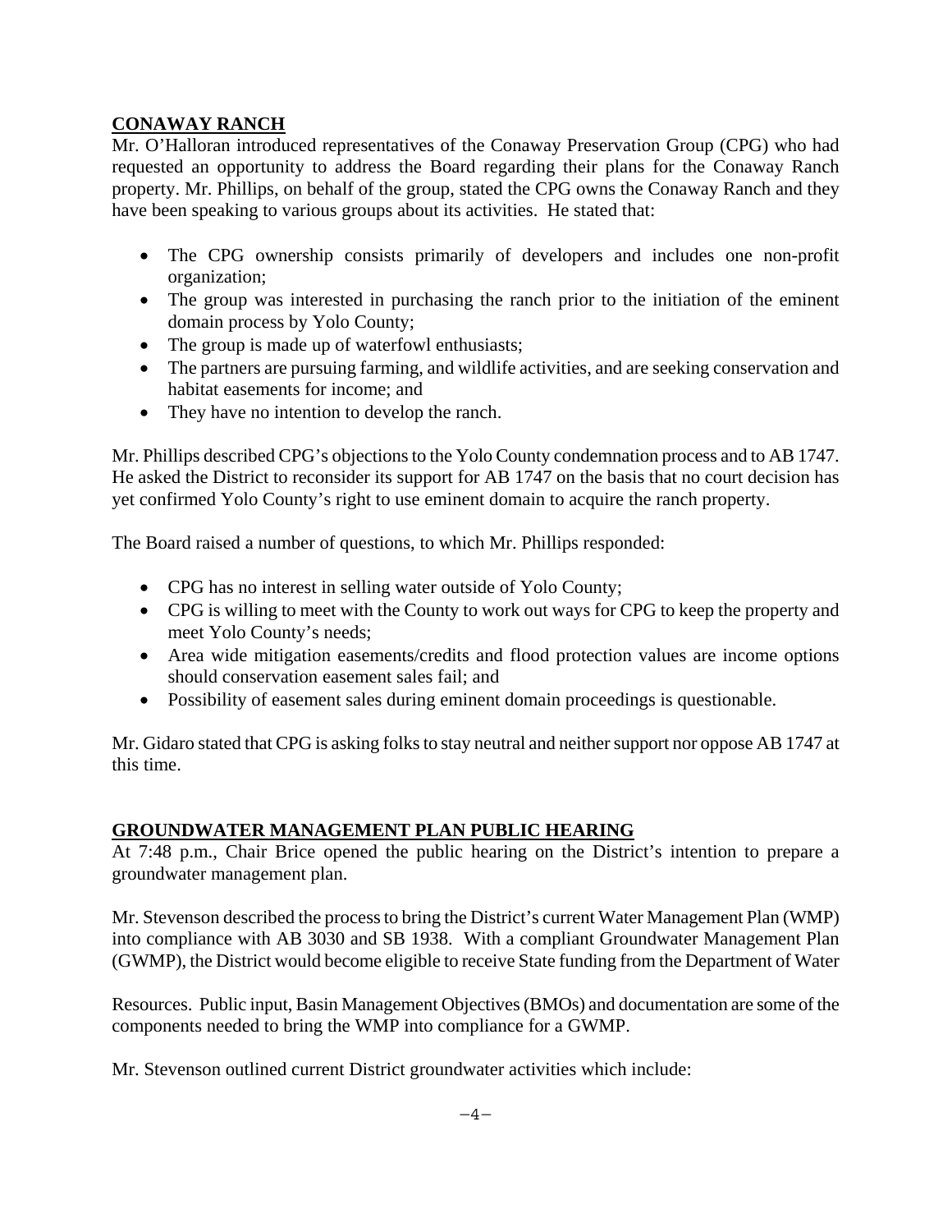## CONAWAY RANCH

Mr. O'Halloran introduced representatives of the Conaway Preservation Group (CPG) who had requested an opportunity to address the Board regarding their plans for the Conaway Ranch property. Mr. Phillips, on behalf of the group, stated the CPG owns the Conaway Ranch and they have been speaking to various groups about its activities. He stated that:

- The CPG ownership consists primarily of developers and includes one non-profit organization;
- The group was interested in purchasing the ranch prior to the initiation of the eminent domain process by Yolo County;
- The group is made up of waterfowl enthusiasts;
- The partners are pursuing farming, and wildlife activities, and are seeking conservation and habitat easements for income; and
- They have no intention to develop the ranch.

Mr. Phillips described CPG's objections to the Yolo County condemnation process and to AB 1747. He asked the District to reconsider its support for AB 1747 on the basis that no court decision has yet confirmed Yolo County's right to use eminent domain to acquire the ranch property.

The Board raised a number of questions, to which Mr. Phillips responded:

- CPG has no interest in selling water outside of Yolo County;
- CPG is willing to meet with the County to work out ways for CPG to keep the property and meet Yolo County's needs;
- Area wide mitigation easements/credits and flood protection values are income options should conservation easement sales fail; and
- Possibility of easement sales during eminent domain proceedings is questionable.

Mr. Gidaro stated that CPG is asking folks to stay neutral and neither support nor oppose AB 1747 at this time.

## GROUNDWATER MANAGEMENT PLAN PUBLIC HEARING

At 7:48 p.m., Chair Brice opened the public hearing on the District's intention to prepare a groundwater management plan.

Mr. Stevenson described the process to bring the District's current Water Management Plan (WMP) into compliance with AB 3030 and SB 1938. With a compliant Groundwater Management Plan (GWMP), the District would become eligible to receive State funding from the Department of Water Resources. Public input, Basin Management Objectives (BMOs) and documentation are some of the components needed to bring the WMP into compliance for a GWMP.

Mr. Stevenson outlined current District groundwater activities which include: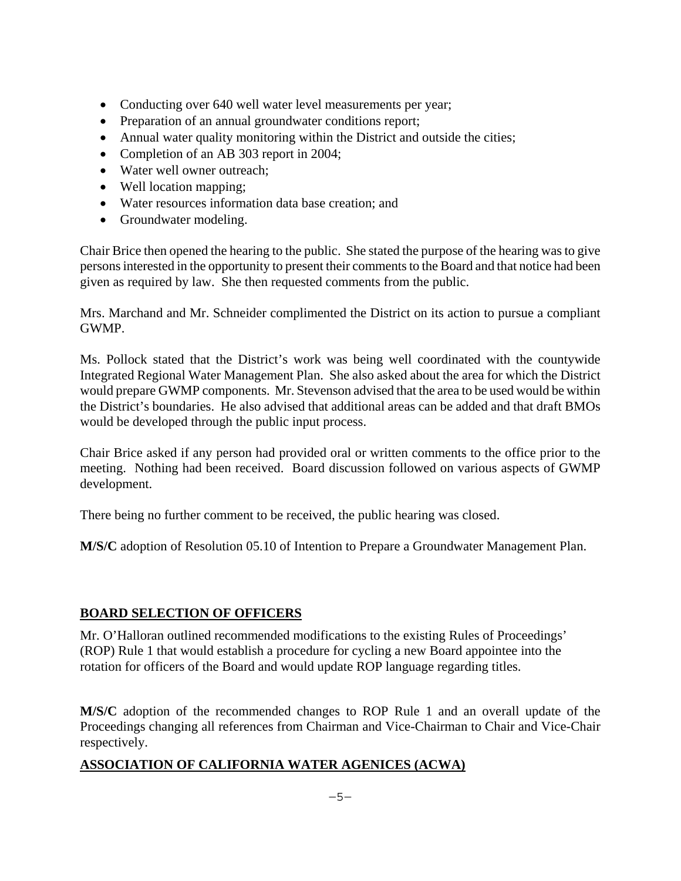- Conducting over 640 well water level measurements per year;
- Preparation of an annual groundwater conditions report;
- Annual water quality monitoring within the District and outside the cities;
- Completion of an AB 303 report in 2004;
- Water well owner outreach;
- Well location mapping;
- Water resources information data base creation; and
- Groundwater modeling.

Chair Brice then opened the hearing to the public. She stated the purpose of the hearing was to give persons interested in the opportunity to present their comments to the Board and that notice had been given as required by law. She then requested comments from the public.

Mrs. Marchand and Mr. Schneider complimented the District on its action to pursue a compliant GWMP.

Ms. Pollock stated that the District's work was being well coordinated with the countywide Integrated Regional Water Management Plan. She also asked about the area for which the District would prepare GWMP components. Mr. Stevenson advised that the area to be used would be within the District's boundaries. He also advised that additional areas can be added and that draft BMOs would be developed through the public input process.

Chair Brice asked if any person had provided oral or written comments to the office prior to the meeting. Nothing had been received. Board discussion followed on various aspects of GWMP development.

There being no further comment to be received, the public hearing was closed.

**M/S/C** adoption of Resolution 05.10 of Intention to Prepare a Groundwater Management Plan.

## BOARD SELECTION OF OFFICERS

Mr. O'Halloran outlined recommended modifications to the existing Rules of Proceedings' (ROP) Rule 1 that would establish a procedure for cycling a new Board appointee into the rotation for officers of the Board and would update ROP language regarding titles.

**M/S/C** adoption of the recommended changes to ROP Rule 1 and an overall update of the Proceedings changing all references from Chairman and Vice-Chairman to Chair and Vice-Chair respectively.

## ASSOCIATION OF CALIFORNIA WATER AGENICES (ACWA)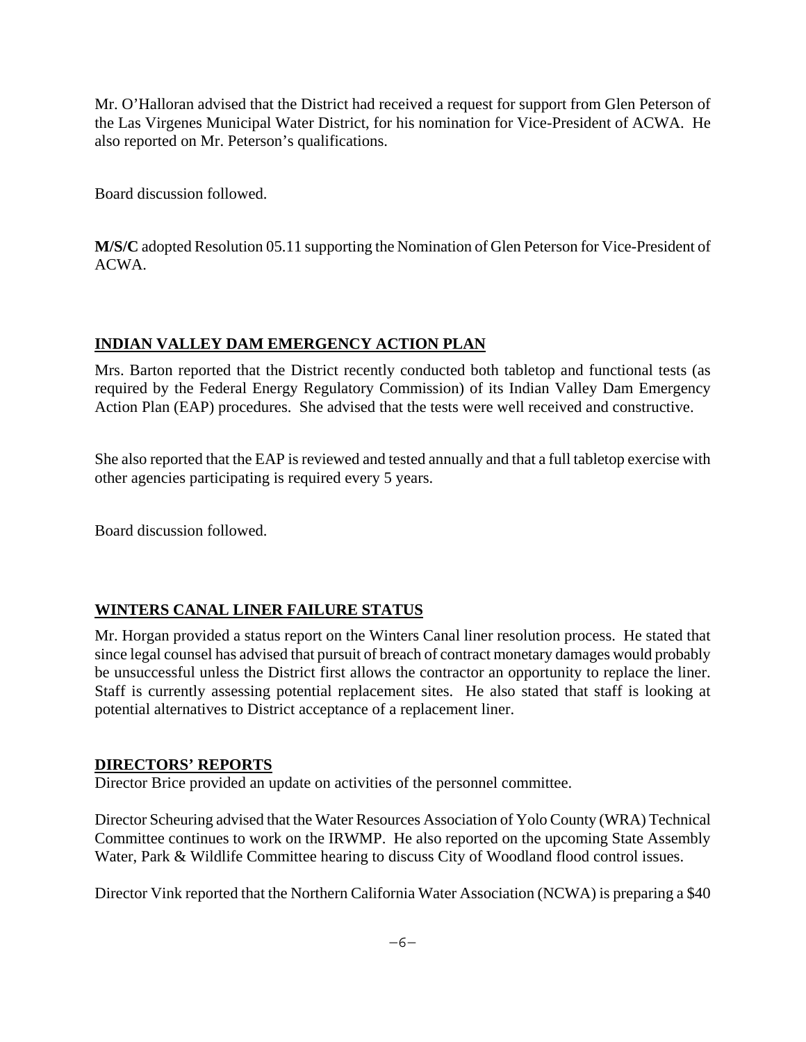Mr. O'Halloran advised that the District had received a request for support from Glen Peterson of the Las Virgenes Municipal Water District, for his nomination for Vice-President of ACWA. He also reported on Mr. Peterson's qualifications.

Board discussion followed.

**M/S/C** adopted Resolution 05.11 supporting the Nomination of Glen Peterson for Vice-President of ACWA.

## INDIAN VALLEY DAM EMERGENCY ACTION PLAN

Mrs. Barton reported that the District recently conducted both tabletop and functional tests (as required by the Federal Energy Regulatory Commission) of its Indian Valley Dam Emergency Action Plan (EAP) procedures. She advised that the tests were well received and constructive.

She also reported that the EAP is reviewed and tested annually and that a full tabletop exercise with other agencies participating is required every 5 years.

Board discussion followed.

## WINTERS CANAL LINER FAILURE STATUS

Mr. Horgan provided a status report on the Winters Canal liner resolution process. He stated that since legal counsel has advised that pursuit of breach of contract monetary damages would probably be unsuccessful unless the District first allows the contractor an opportunity to replace the liner. Staff is currently assessing potential replacement sites. He also stated that staff is looking at potential alternatives to District acceptance of a replacement liner.

## DIRECTORS' REPORTS

Director Brice provided an update on activities of the personnel committee.

Director Scheuring advised that the Water Resources Association of Yolo County (WRA) Technical Committee continues to work on the IRWMP. He also reported on the upcoming State Assembly Water, Park & Wildlife Committee hearing to discuss City of Woodland flood control issues.

Director Vink reported that the Northern California Water Association (NCWA) is preparing a $40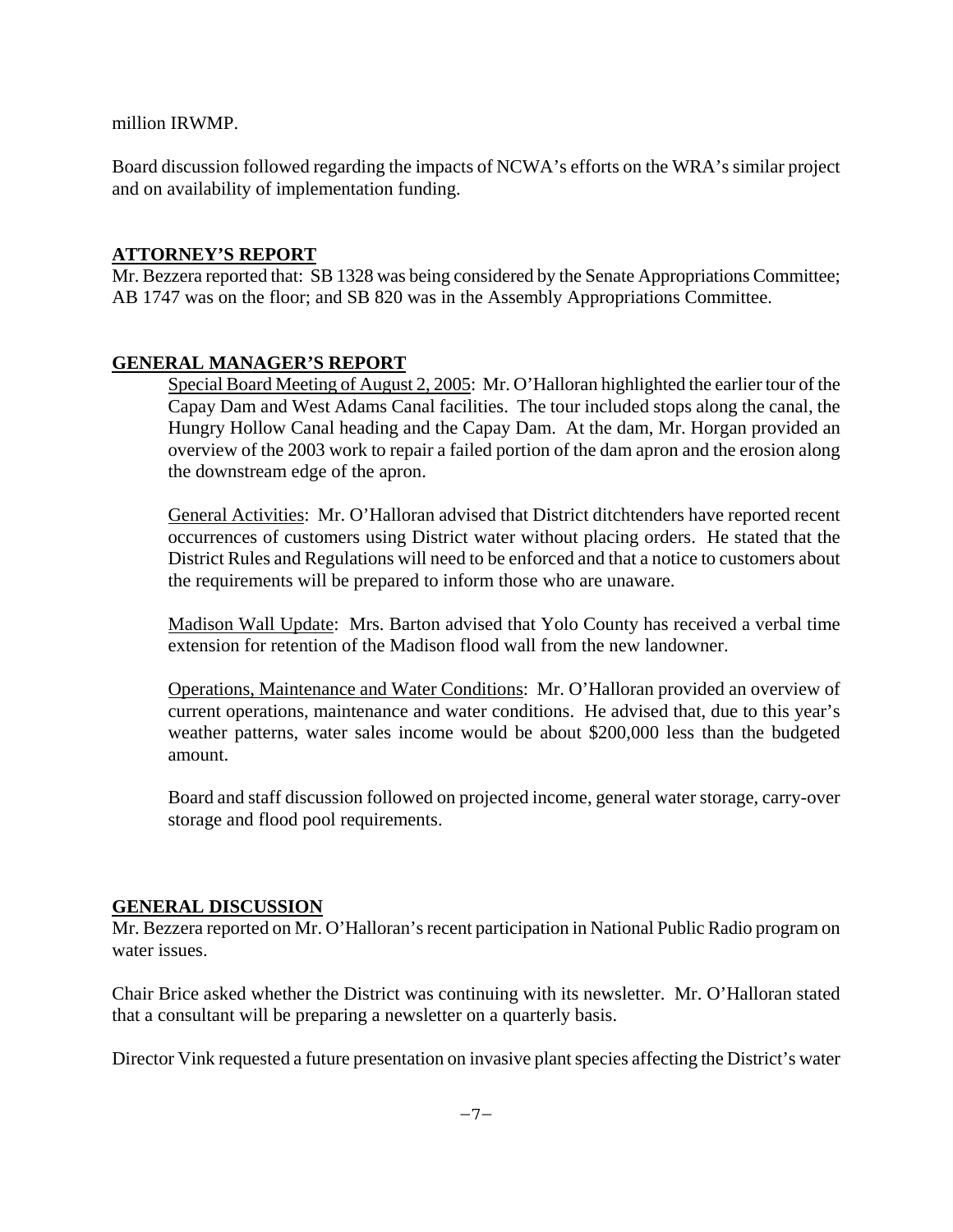million IRWMP.

Board discussion followed regarding the impacts of NCWA's efforts on the WRA's similar project and on availability of implementation funding.

## ATTORNEY'S REPORT

Mr. Bezzera reported that: SB 1328 was being considered by the Senate Appropriations Committee; AB 1747 was on the floor; and SB 820 was in the Assembly Appropriations Committee.

## GENERAL MANAGER'S REPORT

Special Board Meeting of August 2, 2005: Mr. O'Halloran highlighted the earlier tour of the Capay Dam and West Adams Canal facilities. The tour included stops along the canal, the Hungry Hollow Canal heading and the Capay Dam. At the dam, Mr. Horgan provided an overview of the 2003 work to repair a failed portion of the dam apron and the erosion along the downstream edge of the apron.

General Activities: Mr. O'Halloran advised that District ditchtenders have reported recent occurrences of customers using District water without placing orders. He stated that the District Rules and Regulations will need to be enforced and that a notice to customers about the requirements will be prepared to inform those who are unaware.

Madison Wall Update: Mrs. Barton advised that Yolo County has received a verbal time extension for retention of the Madison flood wall from the new landowner.

Operations, Maintenance and Water Conditions: Mr. O'Halloran provided an overview of current operations, maintenance and water conditions. He advised that, due to this year's weather patterns, water sales income would be about $200,000 less than the budgeted amount.

Board and staff discussion followed on projected income, general water storage, carry-over storage and flood pool requirements.

## GENERAL DISCUSSION

Mr. Bezzera reported on Mr. O'Halloran's recent participation in National Public Radio program on water issues.

Chair Brice asked whether the District was continuing with its newsletter. Mr. O'Halloran stated that a consultant will be preparing a newsletter on a quarterly basis.

Director Vink requested a future presentation on invasive plant species affecting the District's water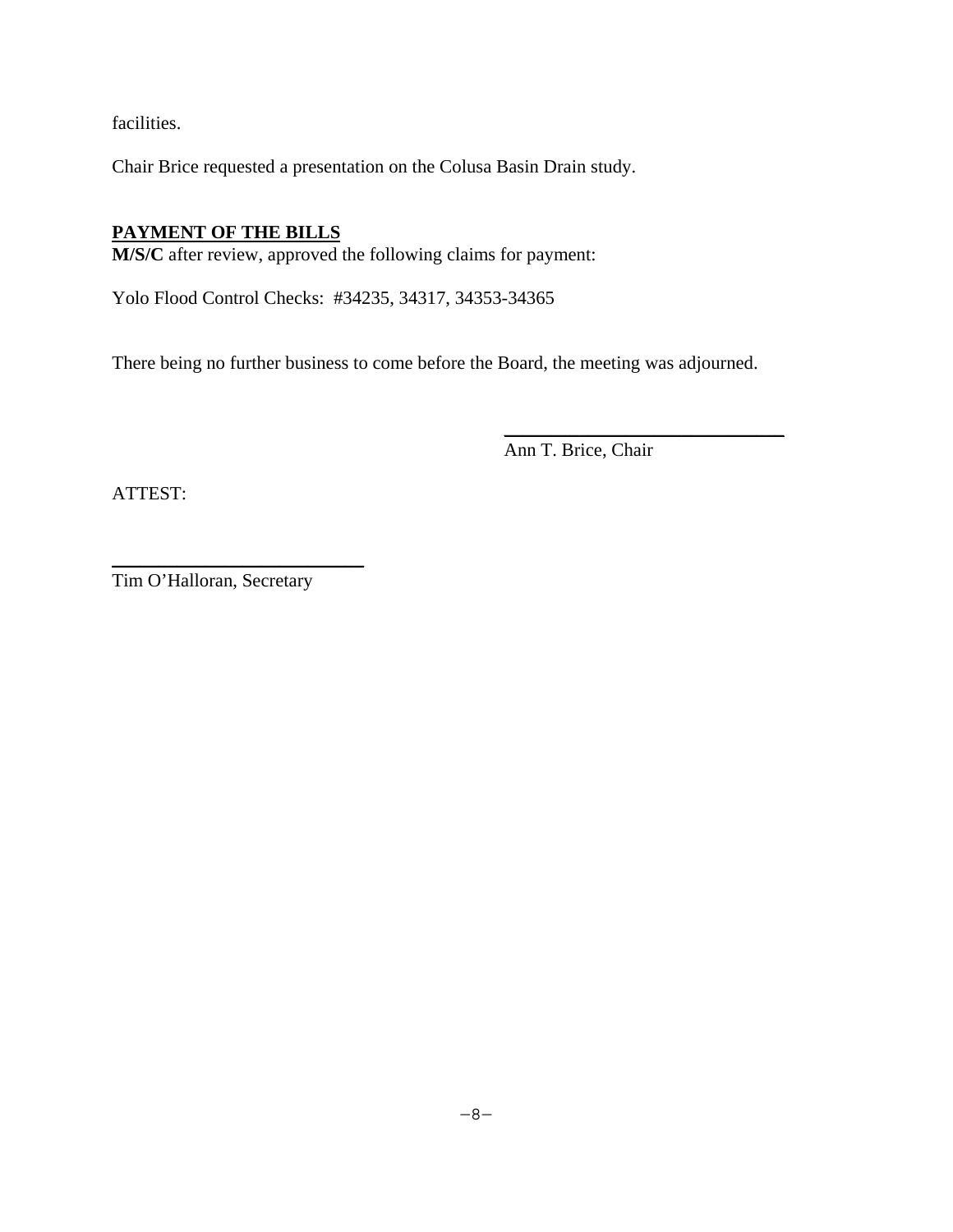facilities.

Chair Brice requested a presentation on the Colusa Basin Drain study.

**PAYMENT OF THE BILLS**

**M/S/C** after review, approved the following claims for payment:

Yolo Flood Control Checks: #34235, 34317, 34353-34365

There being no further business to come before the Board, the meeting was adjourned.

\_\_\_\_\_\_\_\_\_\_\_\_\_\_\_\_\_\_\_\_\_\_\_\_\_\_\_\_\_\_

Ann T. Brice, Chair

ATTEST:

\_\_\_\_\_\_\_\_\_\_\_\_\_\_\_\_\_\_\_\_\_\_\_\_\_\_\_\_\_\_

Tim O'Halloran, Secretary